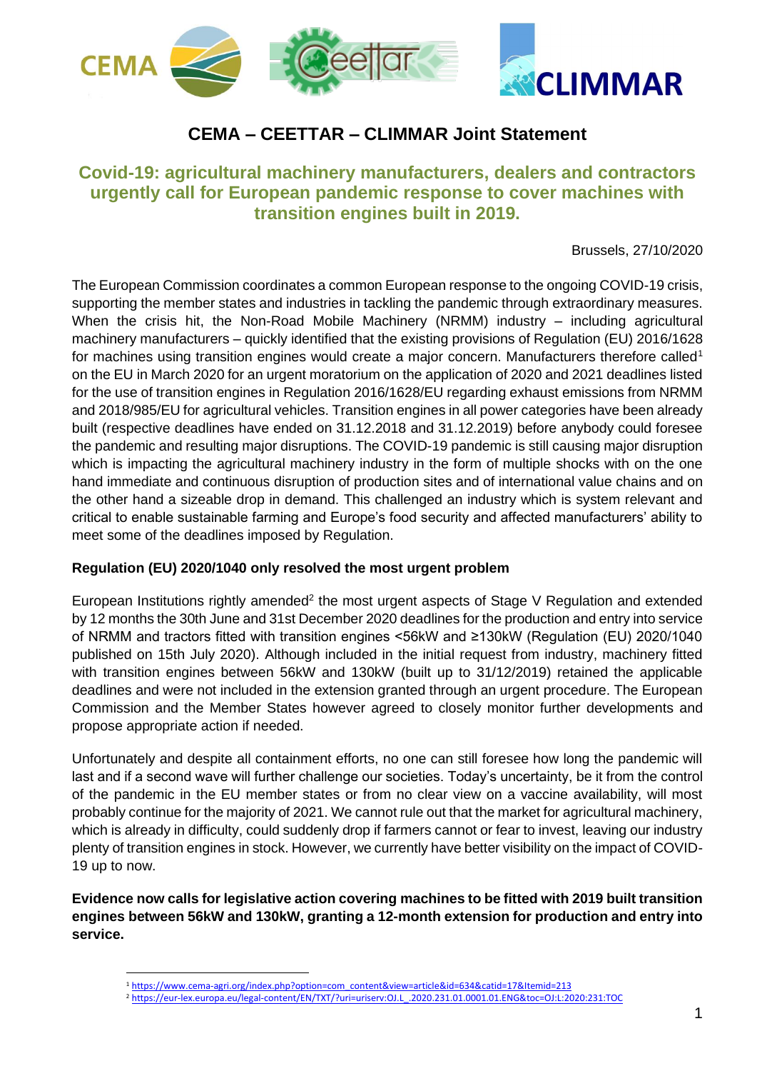# CEMA – CEETTAR – CLIMMAR Joint Statement

## Covid-19: agricultural machinery manufacturers, dealers and contractors urgently call for European pandemic response to cover machines with transition engines built in 2019.

Brussels, 27/10/2020

The European Commission coordinates a common European response to the ongoing COVID-19 crisis, supporting the member states and industries in tackling the pandemic through extraordinary measures. When the crisis hit, the Non-Road Mobile Machinery (NRMM) industry – including agricultural machinery manufacturers – quickly identified that the existing provisions of Regulation (EU) 2016/1628 for machines using transition engines would create a major concern. Manufacturers therefore called[1] on the EU in March 2020 for an urgent moratorium on the application of 2020 and 2021 deadlines listed for the use of transition engines in Regulation 2016/1628/EU regarding exhaust emissions from NRMM and 2018/985/EU for agricultural vehicles. Transition engines in all power categories have been already built (respective deadlines have ended on 31.12.2018 and 31.12.2019) before anybody could foresee the pandemic and resulting major disruptions. The COVID-19 pandemic is still causing major disruption which is impacting the agricultural machinery industry in the form of multiple shocks with on the one hand immediate and continuous disruption of production sites and of international value chains and on the other hand a sizeable drop in demand. This challenged an industry which is system relevant and critical to enable sustainable farming and Europe's food security and affected manufacturers' ability to meet some of the deadlines imposed by Regulation.

### Regulation (EU) 2020/1040 only resolved the most urgent problem

European Institutions rightly amended[2] the most urgent aspects of Stage V Regulation and extended by 12 months the 30th June and 31st December 2020 deadlines for the production and entry into service of NRMM and tractors fitted with transition engines <56kW and ≥130kW (Regulation (EU) 2020/1040 published on 15th July 2020). Although included in the initial request from industry, machinery fitted with transition engines between 56kW and 130kW (built up to 31/12/2019) retained the applicable deadlines and were not included in the extension granted through an urgent procedure. The European Commission and the Member States however agreed to closely monitor further developments and propose appropriate action if needed.

Unfortunately and despite all containment efforts, no one can still foresee how long the pandemic will last and if a second wave will further challenge our societies. Today's uncertainty, be it from the control of the pandemic in the EU member states or from no clear view on a vaccine availability, will most probably continue for the majority of 2021. We cannot rule out that the market for agricultural machinery, which is already in difficulty, could suddenly drop if farmers cannot or fear to invest, leaving our industry plenty of transition engines in stock. However, we currently have better visibility on the impact of COVID-19 up to now.

**Evidence now calls for legislative action covering machines to be fitted with 2019 built transition engines between 56kW and 130kW, granting a 12-month extension for production and entry into service.**

[1] https://www.cema-agri.org/index.php?option=com_content&view=article&id=634&catid=17&Itemid=213

[2] https://eur-lex.europa.eu/legal-content/EN/TXT/?uri=uriserv:OJ.L_.2020.231.01.0001.01.ENG&toc=OJ:L:2020:231:TOC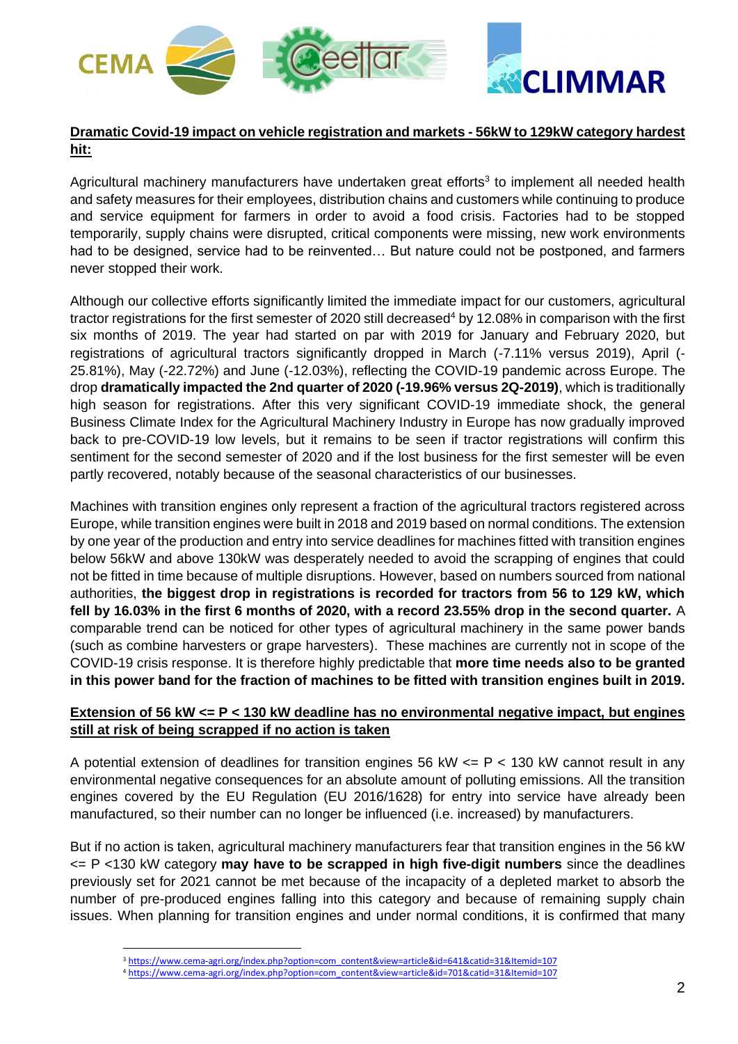**Dramatic Covid-19 impact on vehicle registration and markets - 56kW to 129kW category hardest hit:**

Agricultural machinery manufacturers have undertaken great efforts[3] to implement all needed health and safety measures for their employees, distribution chains and customers while continuing to produce and service equipment for farmers in order to avoid a food crisis. Factories had to be stopped temporarily, supply chains were disrupted, critical components were missing, new work environments had to be designed, service had to be reinvented… But nature could not be postponed, and farmers never stopped their work.

Although our collective efforts significantly limited the immediate impact for our customers, agricultural tractor registrations for the first semester of 2020 still decreased[4] by 12.08% in comparison with the first six months of 2019. The year had started on par with 2019 for January and February 2020, but registrations of agricultural tractors significantly dropped in March (-7.11% versus 2019), April (-25.81%), May (-22.72%) and June (-12.03%), reflecting the COVID-19 pandemic across Europe. The drop **dramatically impacted the 2nd quarter of 2020 (-19.96% versus 2Q-2019)**, which is traditionally high season for registrations. After this very significant COVID-19 immediate shock, the general Business Climate Index for the Agricultural Machinery Industry in Europe has now gradually improved back to pre-COVID-19 low levels, but it remains to be seen if tractor registrations will confirm this sentiment for the second semester of 2020 and if the lost business for the first semester will be even partly recovered, notably because of the seasonal characteristics of our businesses.

Machines with transition engines only represent a fraction of the agricultural tractors registered across Europe, while transition engines were built in 2018 and 2019 based on normal conditions. The extension by one year of the production and entry into service deadlines for machines fitted with transition engines below 56kW and above 130kW was desperately needed to avoid the scrapping of engines that could not be fitted in time because of multiple disruptions. However, based on numbers sourced from national authorities, **the biggest drop in registrations is recorded for tractors from 56 to 129 kW, which fell by 16.03% in the first 6 months of 2020, with a record 23.55% drop in the second quarter.** A comparable trend can be noticed for other types of agricultural machinery in the same power bands (such as combine harvesters or grape harvesters). These machines are currently not in scope of the COVID-19 crisis response. It is therefore highly predictable that **more time needs also to be granted in this power band for the fraction of machines to be fitted with transition engines built in 2019.**

**Extension of 56 kW <= P < 130 kW deadline has no environmental negative impact, but engines still at risk of being scrapped if no action is taken**

A potential extension of deadlines for transition engines 56 kW <= P < 130 kW cannot result in any environmental negative consequences for an absolute amount of polluting emissions. All the transition engines covered by the EU Regulation (EU 2016/1628) for entry into service have already been manufactured, so their number can no longer be influenced (i.e. increased) by manufacturers.

But if no action is taken, agricultural machinery manufacturers fear that transition engines in the 56 kW <= P <130 kW category **may have to be scrapped in high five-digit numbers** since the deadlines previously set for 2021 cannot be met because of the incapacity of a depleted market to absorb the number of pre-produced engines falling into this category and because of remaining supply chain issues. When planning for transition engines and under normal conditions, it is confirmed that many

[3] https://www.cema-agri.org/index.php?option=com_content&view=article&id=641&catid=31&Itemid=107

[4] https://www.cema-agri.org/index.php?option=com_content&view=article&id=701&catid=31&Itemid=107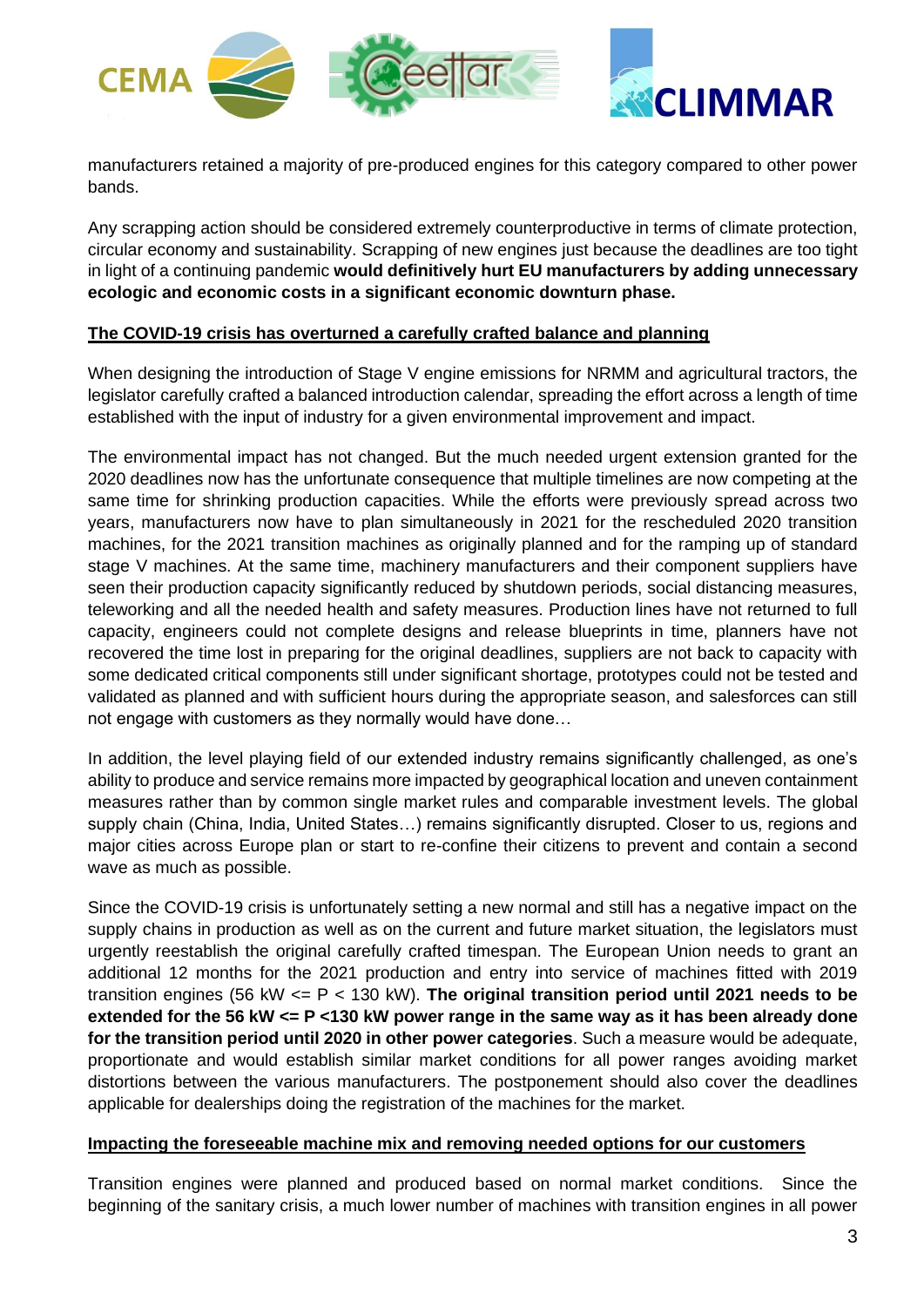manufacturers retained a majority of pre-produced engines for this category compared to other power bands.

Any scrapping action should be considered extremely counterproductive in terms of climate protection, circular economy and sustainability. Scrapping of new engines just because the deadlines are too tight in light of a continuing pandemic **would definitively hurt EU manufacturers by adding unnecessary ecologic and economic costs in a significant economic downturn phase.**

## The COVID-19 crisis has overturned a carefully crafted balance and planning

When designing the introduction of Stage V engine emissions for NRMM and agricultural tractors, the legislator carefully crafted a balanced introduction calendar, spreading the effort across a length of time established with the input of industry for a given environmental improvement and impact.

The environmental impact has not changed. But the much needed urgent extension granted for the 2020 deadlines now has the unfortunate consequence that multiple timelines are now competing at the same time for shrinking production capacities. While the efforts were previously spread across two years, manufacturers now have to plan simultaneously in 2021 for the rescheduled 2020 transition machines, for the 2021 transition machines as originally planned and for the ramping up of standard stage V machines. At the same time, machinery manufacturers and their component suppliers have seen their production capacity significantly reduced by shutdown periods, social distancing measures, teleworking and all the needed health and safety measures. Production lines have not returned to full capacity, engineers could not complete designs and release blueprints in time, planners have not recovered the time lost in preparing for the original deadlines, suppliers are not back to capacity with some dedicated critical components still under significant shortage, prototypes could not be tested and validated as planned and with sufficient hours during the appropriate season, and salesforces can still not engage with customers as they normally would have done…

In addition, the level playing field of our extended industry remains significantly challenged, as one's ability to produce and service remains more impacted by geographical location and uneven containment measures rather than by common single market rules and comparable investment levels. The global supply chain (China, India, United States…) remains significantly disrupted. Closer to us, regions and major cities across Europe plan or start to re-confine their citizens to prevent and contain a second wave as much as possible.

Since the COVID-19 crisis is unfortunately setting a new normal and still has a negative impact on the supply chains in production as well as on the current and future market situation, the legislators must urgently reestablish the original carefully crafted timespan. The European Union needs to grant an additional 12 months for the 2021 production and entry into service of machines fitted with 2019 transition engines (56 kW <= P < 130 kW). **The original transition period until 2021 needs to be extended for the 56 kW <= P <130 kW power range in the same way as it has been already done for the transition period until 2020 in other power categories**. Such a measure would be adequate, proportionate and would establish similar market conditions for all power ranges avoiding market distortions between the various manufacturers. The postponement should also cover the deadlines applicable for dealerships doing the registration of the machines for the market.

## Impacting the foreseeable machine mix and removing needed options for our customers

Transition engines were planned and produced based on normal market conditions. Since the beginning of the sanitary crisis, a much lower number of machines with transition engines in all power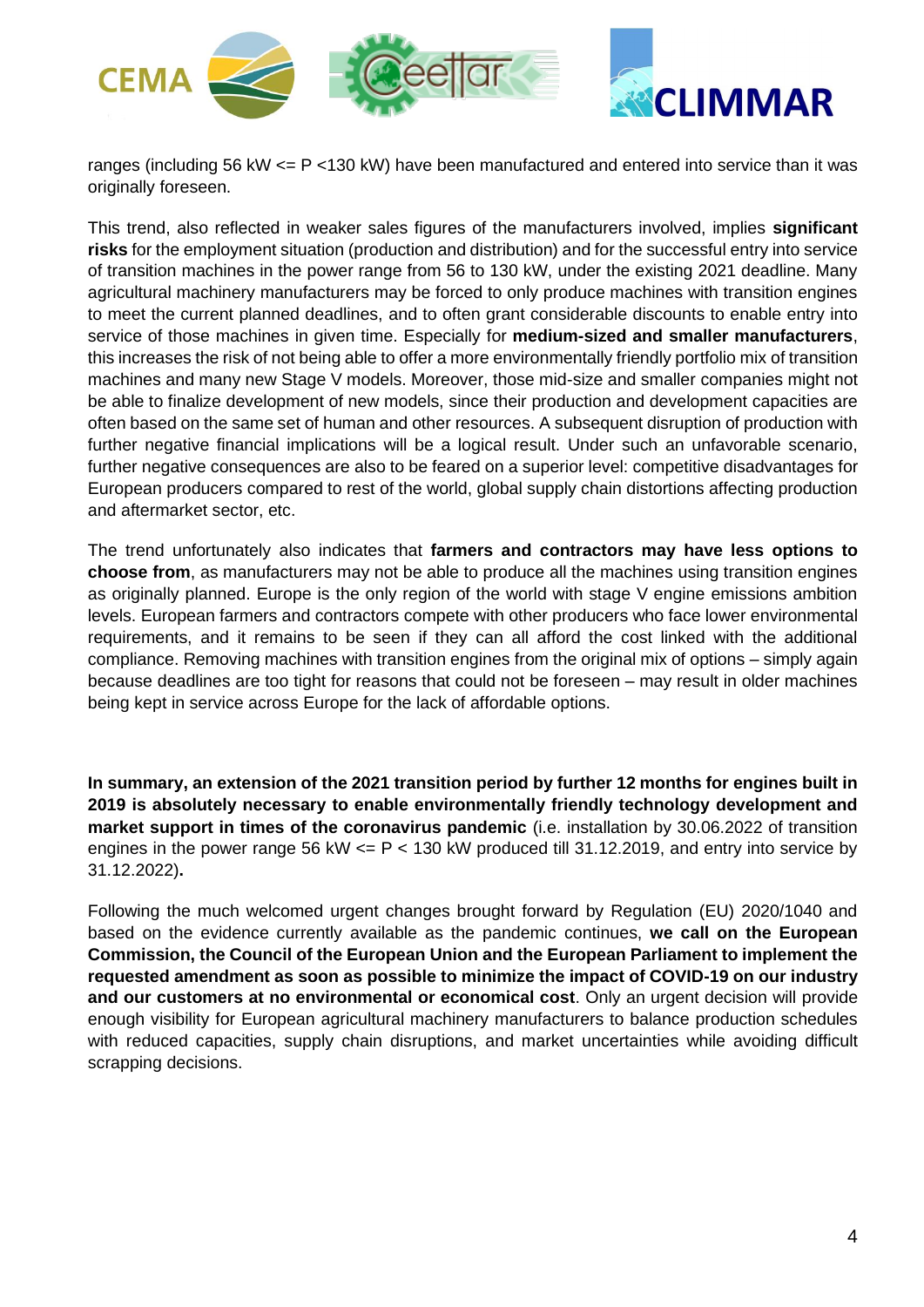ranges (including 56 kW <= P <130 kW) have been manufactured and entered into service than it was originally foreseen.

This trend, also reflected in weaker sales figures of the manufacturers involved, implies **significant risks** for the employment situation (production and distribution) and for the successful entry into service of transition machines in the power range from 56 to 130 kW, under the existing 2021 deadline. Many agricultural machinery manufacturers may be forced to only produce machines with transition engines to meet the current planned deadlines, and to often grant considerable discounts to enable entry into service of those machines in given time. Especially for **medium-sized and smaller manufacturers**, this increases the risk of not being able to offer a more environmentally friendly portfolio mix of transition machines and many new Stage V models. Moreover, those mid-size and smaller companies might not be able to finalize development of new models, since their production and development capacities are often based on the same set of human and other resources. A subsequent disruption of production with further negative financial implications will be a logical result. Under such an unfavorable scenario, further negative consequences are also to be feared on a superior level: competitive disadvantages for European producers compared to rest of the world, global supply chain distortions affecting production and aftermarket sector, etc.

The trend unfortunately also indicates that **farmers and contractors may have less options to choose from**, as manufacturers may not be able to produce all the machines using transition engines as originally planned. Europe is the only region of the world with stage V engine emissions ambition levels. European farmers and contractors compete with other producers who face lower environmental requirements, and it remains to be seen if they can all afford the cost linked with the additional compliance. Removing machines with transition engines from the original mix of options – simply again because deadlines are too tight for reasons that could not be foreseen – may result in older machines being kept in service across Europe for the lack of affordable options.

**In summary, an extension of the 2021 transition period by further 12 months for engines built in 2019 is absolutely necessary to enable environmentally friendly technology development and market support in times of the coronavirus pandemic** (i.e. installation by 30.06.2022 of transition engines in the power range 56 kW <= P < 130 kW produced till 31.12.2019, and entry into service by 31.12.2022)**.**

Following the much welcomed urgent changes brought forward by Regulation (EU) 2020/1040 and based on the evidence currently available as the pandemic continues, **we call on the European Commission, the Council of the European Union and the European Parliament to implement the requested amendment as soon as possible to minimize the impact of COVID-19 on our industry and our customers at no environmental or economical cost**. Only an urgent decision will provide enough visibility for European agricultural machinery manufacturers to balance production schedules with reduced capacities, supply chain disruptions, and market uncertainties while avoiding difficult scrapping decisions.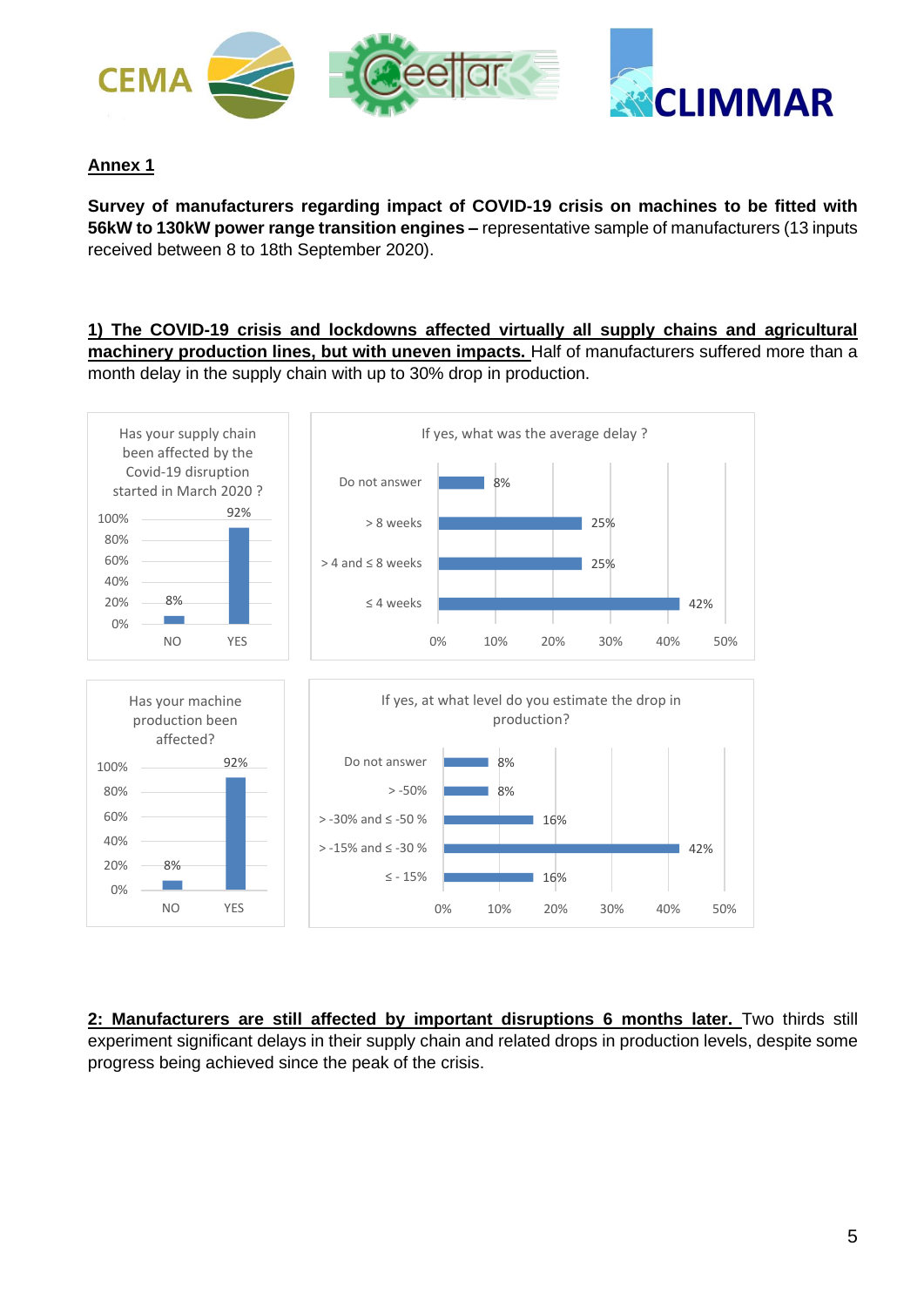**Annex 1**

**Survey of manufacturers regarding impact of COVID-19 crisis on machines to be fitted with 56kW to 130kW power range transition engines –** representative sample of manufacturers (13 inputs received between 8 to 18th September 2020).

**1) The COVID-19 crisis and lockdowns affected virtually all supply chains and agricultural machinery production lines, but with uneven impacts.** Half of manufacturers suffered more than a month delay in the supply chain with up to 30% drop in production.

Has your supply chain been affected by the Covid-19 disruption started in March 2020 ?

| Answer | Share |
|---|---|
| NO | 8% |
| YES | 92% |

If yes, what was the average delay ?

| Answer | Share |
|---|---|
| Do not answer | 8% |
| > 8 weeks | 25% |
| > 4 and ≤ 8 weeks | 25% |
| ≤ 4 weeks | 42% |

Has your machine production been affected?

| Answer | Share |
|---|---|
| NO | 8% |
| YES | 92% |

If yes, at what level do you estimate the drop in production?

| Answer | Share |
|---|---|
| Do not answer | 8% |
| > -50% | 8% |
| > -30% and ≤ -50 % | 16% |
| > -15% and ≤ -30 % | 42% |
| ≤ - 15% | 16% |

**2: Manufacturers are still affected by important disruptions 6 months later.** Two thirds still experiment significant delays in their supply chain and related drops in production levels, despite some progress being achieved since the peak of the crisis.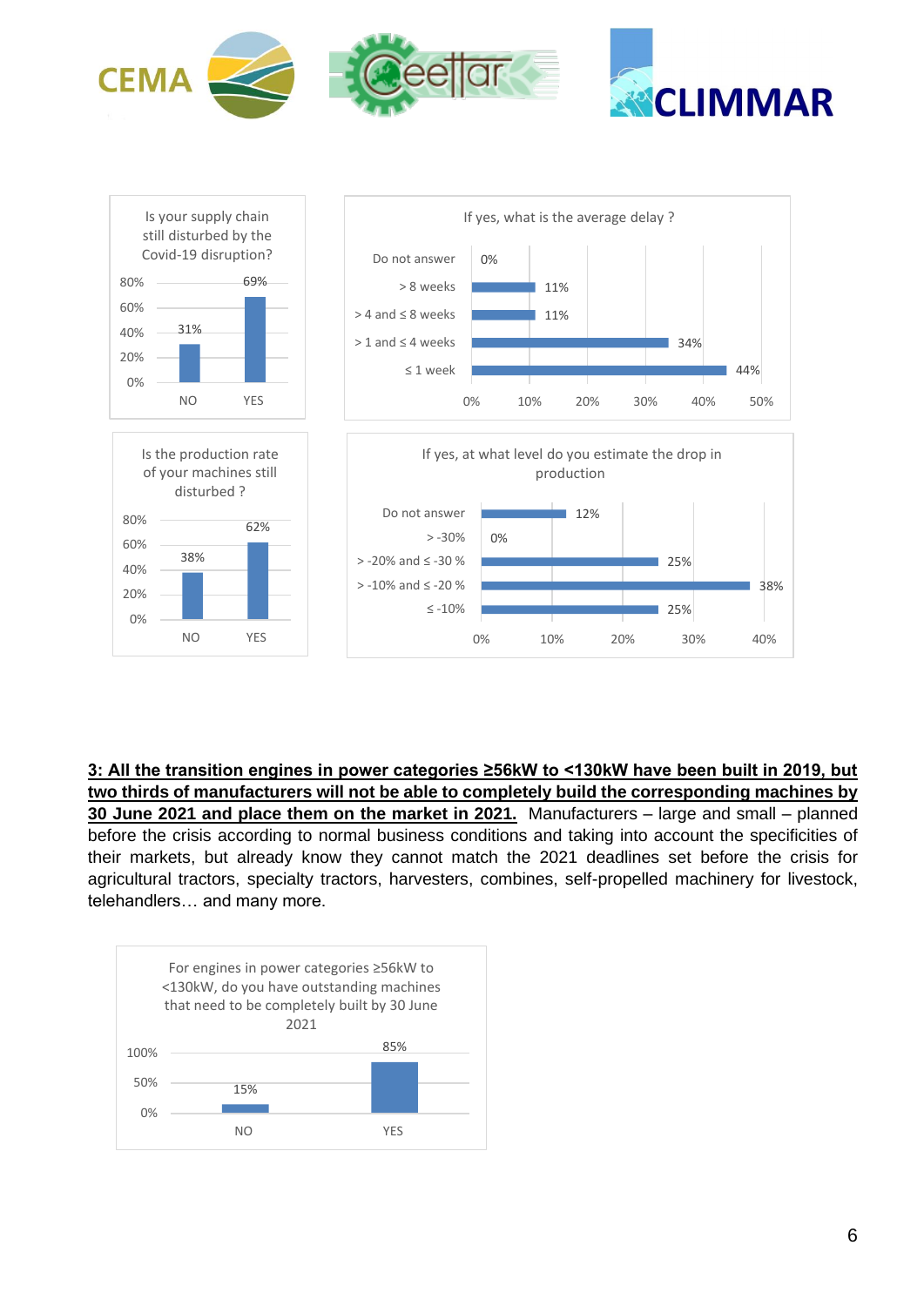Is your supply chain still disturbed by the Covid-19 disruption?

| Answer | % |
|---|---|
| NO | 31% |
| YES | 69% |

If yes, what is the average delay ?

| Delay | % |
|---|---|
| Do not answer | 0% |
| > 8 weeks | 11% |
| > 4 and ≤ 8 weeks | 11% |
| > 1 and ≤ 4 weeks | 34% |
| ≤ 1 week | 44% |

Is the production rate of your machines still disturbed ?

| Answer | % |
|---|---|
| NO | 38% |
| YES | 62% |

If yes, at what level do you estimate the drop in production

| Drop level | % |
|---|---|
| Do not answer | 12% |
| > -30% | 0% |
| > -20% and ≤ -30 % | 25% |
| > -10% and ≤ -20 % | 38% |
| ≤ -10% | 25% |

**3: All the transition engines in power categories ≥56kW to <130kW have been built in 2019, but two thirds of manufacturers will not be able to completely build the corresponding machines by 30 June 2021 and place them on the market in 2021.** Manufacturers – large and small – planned before the crisis according to normal business conditions and taking into account the specificities of their markets, but already know they cannot match the 2021 deadlines set before the crisis for agricultural tractors, specialty tractors, harvesters, combines, self-propelled machinery for livestock, telehandlers… and many more.

For engines in power categories ≥56kW to <130kW, do you have outstanding machines that need to be completely built by 30 June 2021

| Answer | % |
|---|---|
| NO | 15% |
| YES | 85% |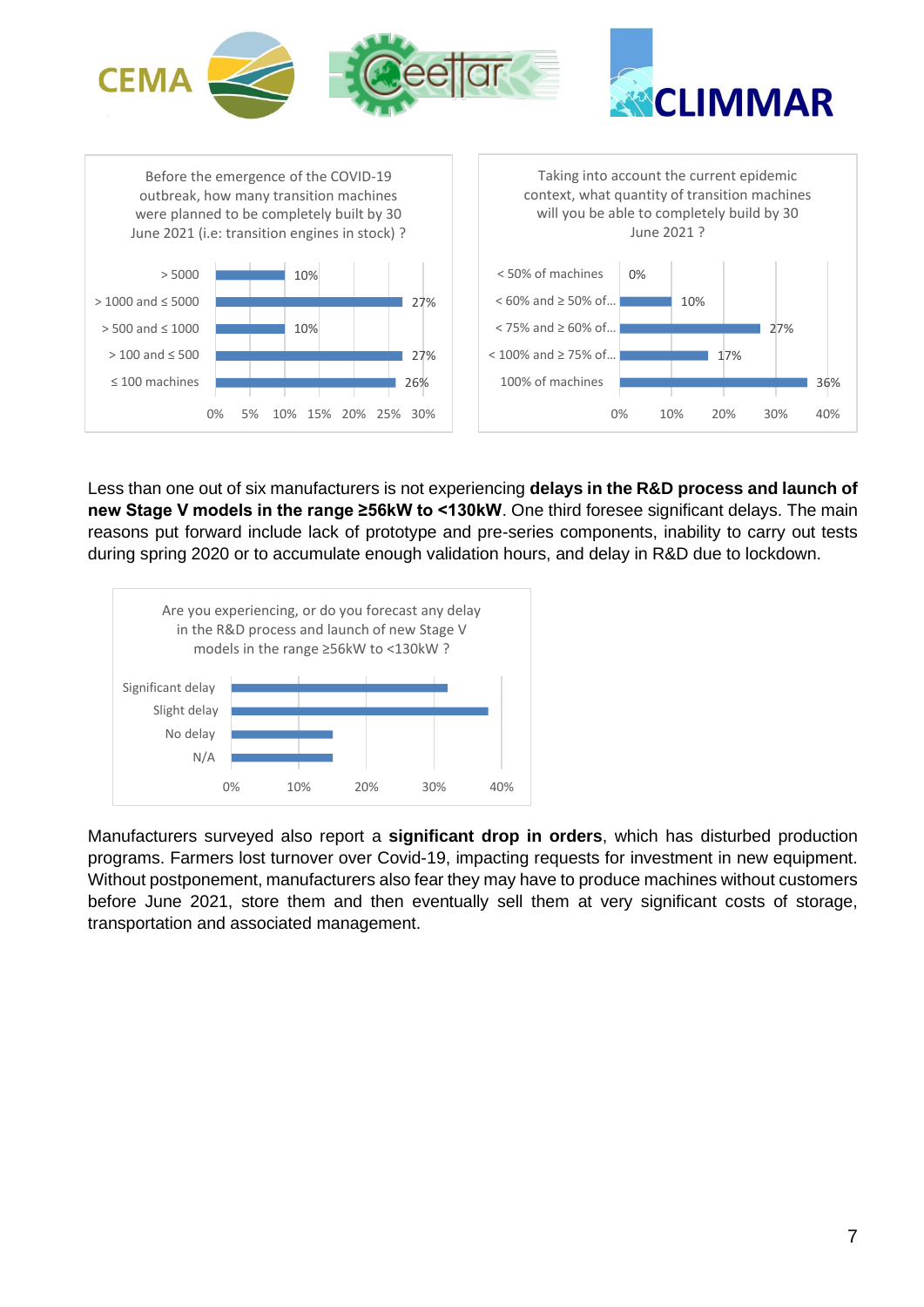Before the emergence of the COVID-19 outbreak, how many transition machines were planned to be completely built by 30 June 2021 (i.e: transition engines in stock) ?

| | |
|---|---|
| > 5000 | 10% |
| > 1000 and ≤ 5000 | 27% |
| > 500 and ≤ 1000 | 10% |
| > 100 and ≤ 500 | 27% |
| ≤ 100 machines | 26% |

Taking into account the current epidemic context, what quantity of transition machines will you be able to completely build by 30 June 2021 ?

| | |
|---|---|
| < 50% of machines | 0% |
| < 60% and ≥ 50% of... | 10% |
| < 75% and ≥ 60% of... | 27% |
| < 100% and ≥ 75% of... | 17% |
| 100% of machines | 36% |

Less than one out of six manufacturers is not experiencing **delays in the R&D process and launch of new Stage V models in the range ≥56kW to <130kW**. One third foresee significant delays. The main reasons put forward include lack of prototype and pre-series components, inability to carry out tests during spring 2020 or to accumulate enough validation hours, and delay in R&D due to lockdown.

Are you experiencing, or do you forecast any delay in the R&D process and launch of new Stage V models in the range ≥56kW to <130kW ?

- Significant delay
- Slight delay
- No delay
- N/A

Manufacturers surveyed also report a **significant drop in orders**, which has disturbed production programs. Farmers lost turnover over Covid-19, impacting requests for investment in new equipment. Without postponement, manufacturers also fear they may have to produce machines without customers before June 2021, store them and then eventually sell them at very significant costs of storage, transportation and associated management.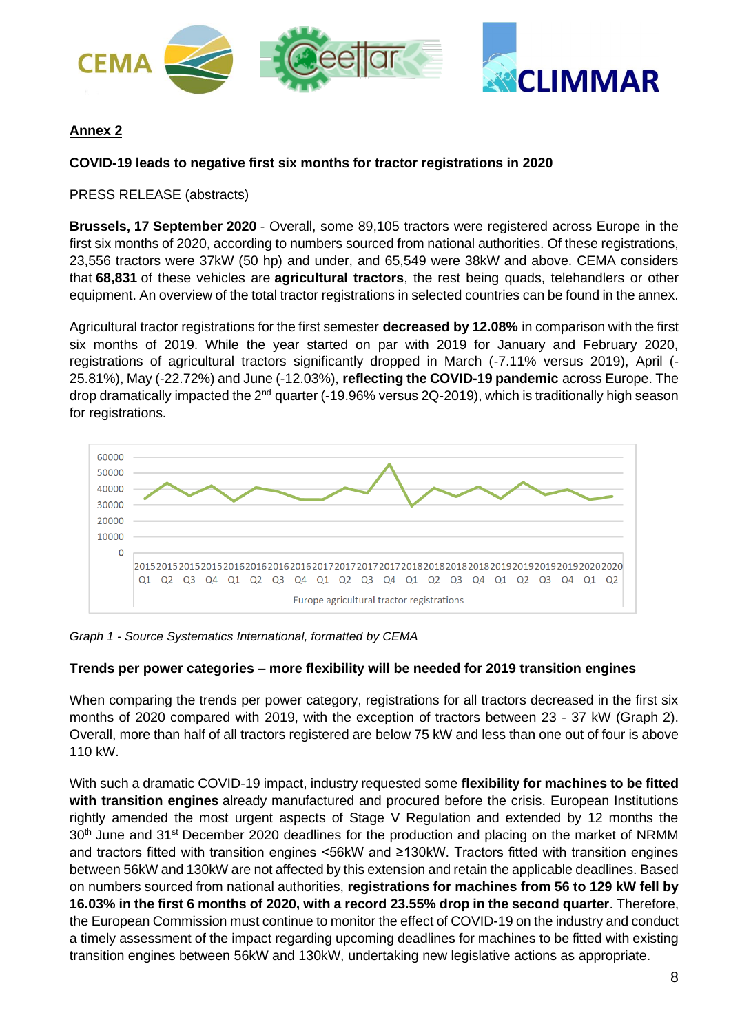**Annex 2**

**COVID-19 leads to negative first six months for tractor registrations in 2020**

PRESS RELEASE (abstracts)

**Brussels, 17 September 2020** - Overall, some 89,105 tractors were registered across Europe in the first six months of 2020, according to numbers sourced from national authorities. Of these registrations, 23,556 tractors were 37kW (50 hp) and under, and 65,549 were 38kW and above. CEMA considers that **68,831** of these vehicles are **agricultural tractors**, the rest being quads, telehandlers or other equipment. An overview of the total tractor registrations in selected countries can be found in the annex.

Agricultural tractor registrations for the first semester **decreased by 12.08%** in comparison with the first six months of 2019. While the year started on par with 2019 for January and February 2020, registrations of agricultural tractors significantly dropped in March (-7.11% versus 2019), April (-25.81%), May (-22.72%) and June (-12.03%), **reflecting the COVID-19 pandemic** across Europe. The drop dramatically impacted the 2nd quarter (-19.96% versus 2Q-2019), which is traditionally high season for registrations.

*Graph 1 - Source Systematics International, formatted by CEMA*

**Trends per power categories – more flexibility will be needed for 2019 transition engines**

When comparing the trends per power category, registrations for all tractors decreased in the first six months of 2020 compared with 2019, with the exception of tractors between 23 - 37 kW (Graph 2). Overall, more than half of all tractors registered are below 75 kW and less than one out of four is above 110 kW.

With such a dramatic COVID-19 impact, industry requested some **flexibility for machines to be fitted with transition engines** already manufactured and procured before the crisis. European Institutions rightly amended the most urgent aspects of Stage V Regulation and extended by 12 months the 30th June and 31st December 2020 deadlines for the production and placing on the market of NRMM and tractors fitted with transition engines <56kW and ≥130kW. Tractors fitted with transition engines between 56kW and 130kW are not affected by this extension and retain the applicable deadlines. Based on numbers sourced from national authorities, **registrations for machines from 56 to 129 kW fell by 16.03% in the first 6 months of 2020, with a record 23.55% drop in the second quarter**. Therefore, the European Commission must continue to monitor the effect of COVID-19 on the industry and conduct a timely assessment of the impact regarding upcoming deadlines for machines to be fitted with existing transition engines between 56kW and 130kW, undertaking new legislative actions as appropriate.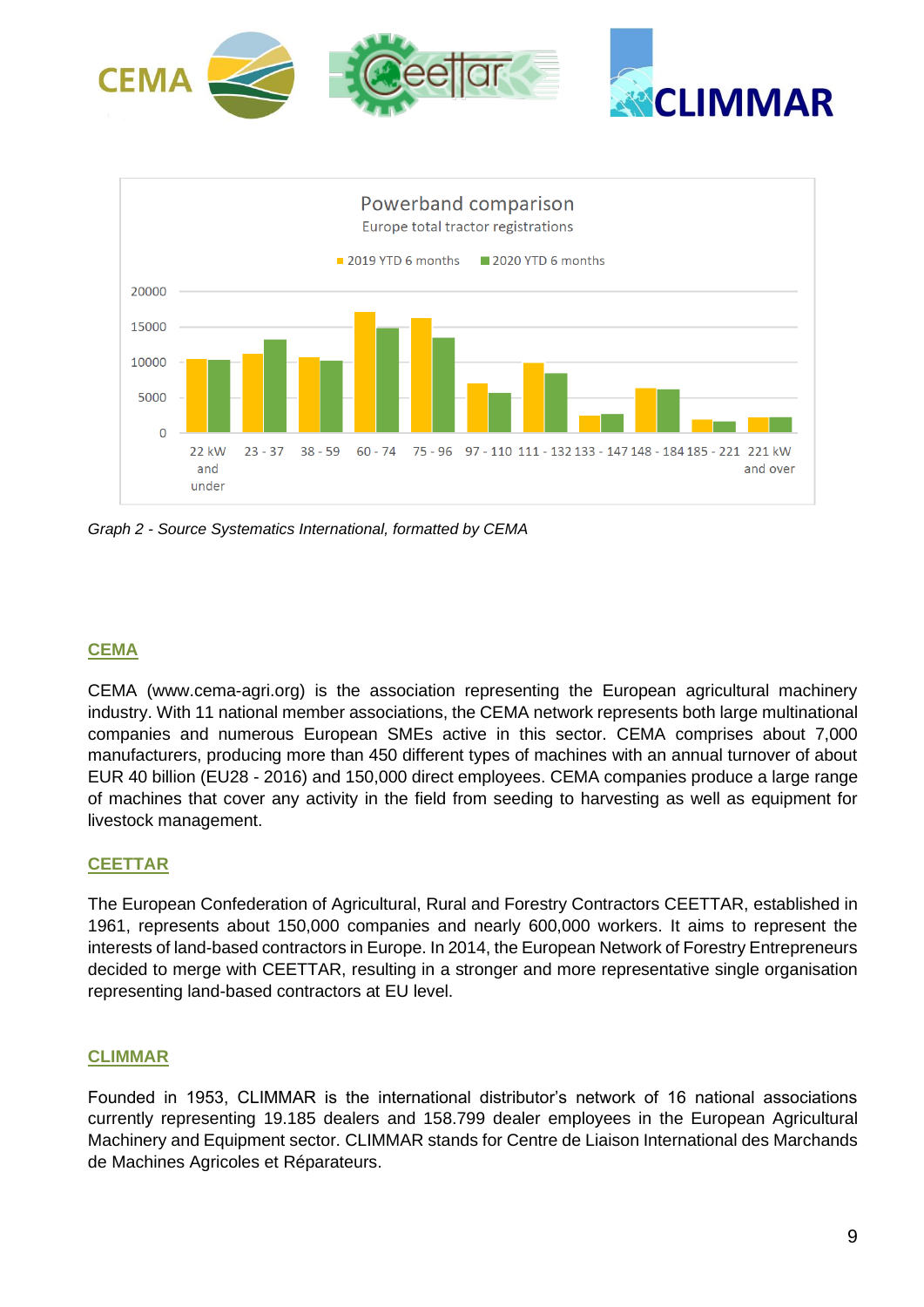Powerband comparison

Europe total tractor registrations

2019 YTD 6 months
2020 YTD 6 months

20000
15000
10000
5000
0

22 kW and under
23 - 37
38 - 59
60 - 74
75 - 96
97 - 110
111 - 132
133 - 147
148 - 184
185 - 221
221 kW and over

*Graph 2 - Source Systematics International, formatted by CEMA*

## CEMA

CEMA (www.cema-agri.org) is the association representing the European agricultural machinery industry. With 11 national member associations, the CEMA network represents both large multinational companies and numerous European SMEs active in this sector. CEMA comprises about 7,000 manufacturers, producing more than 450 different types of machines with an annual turnover of about EUR 40 billion (EU28 - 2016) and 150,000 direct employees. CEMA companies produce a large range of machines that cover any activity in the field from seeding to harvesting as well as equipment for livestock management.

## CEETTAR

The European Confederation of Agricultural, Rural and Forestry Contractors CEETTAR, established in 1961, represents about 150,000 companies and nearly 600,000 workers. It aims to represent the interests of land-based contractors in Europe. In 2014, the European Network of Forestry Entrepreneurs decided to merge with CEETTAR, resulting in a stronger and more representative single organisation representing land-based contractors at EU level.

## CLIMMAR

Founded in 1953, CLIMMAR is the international distributor's network of 16 national associations currently representing 19.185 dealers and 158.799 dealer employees in the European Agricultural Machinery and Equipment sector. CLIMMAR stands for Centre de Liaison International des Marchands de Machines Agricoles et Réparateurs.